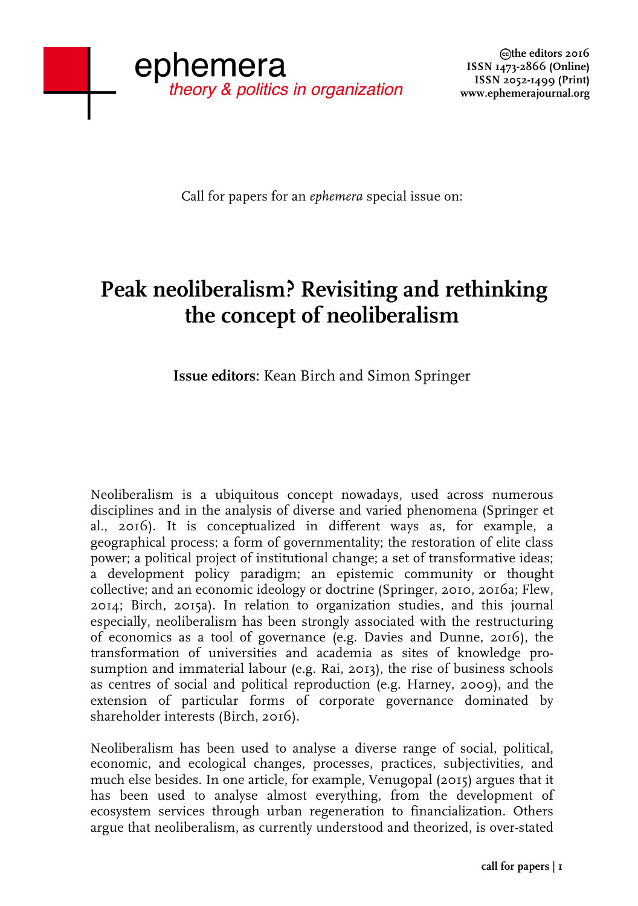Call for papers for an *ephemera* special issue on:

# Peak neoliberalism? Revisiting and rethinking the concept of neoliberalism

**Issue editors:** Kean Birch and Simon Springer

Neoliberalism is a ubiquitous concept nowadays, used across numerous disciplines and in the analysis of diverse and varied phenomena (Springer et al., 2016). It is conceptualized in different ways as, for example, a geographical process; a form of governmentality; the restoration of elite class power; a political project of institutional change; a set of transformative ideas; a development policy paradigm; an epistemic community or thought collective; and an economic ideology or doctrine (Springer, 2010, 2016a; Flew, 2014; Birch, 2015a). In relation to organization studies, and this journal especially, neoliberalism has been strongly associated with the restructuring of economics as a tool of governance (e.g. Davies and Dunne, 2016), the transformation of universities and academia as sites of knowledge prosumption and immaterial labour (e.g. Rai, 2013), the rise of business schools as centres of social and political reproduction (e.g. Harney, 2009), and the extension of particular forms of corporate governance dominated by shareholder interests (Birch, 2016).

Neoliberalism has been used to analyse a diverse range of social, political, economic, and ecological changes, processes, practices, subjectivities, and much else besides. In one article, for example, Venugopal (2015) argues that it has been used to analyse almost everything, from the development of ecosystem services through urban regeneration to financialization. Others argue that neoliberalism, as currently understood and theorized, is over-stated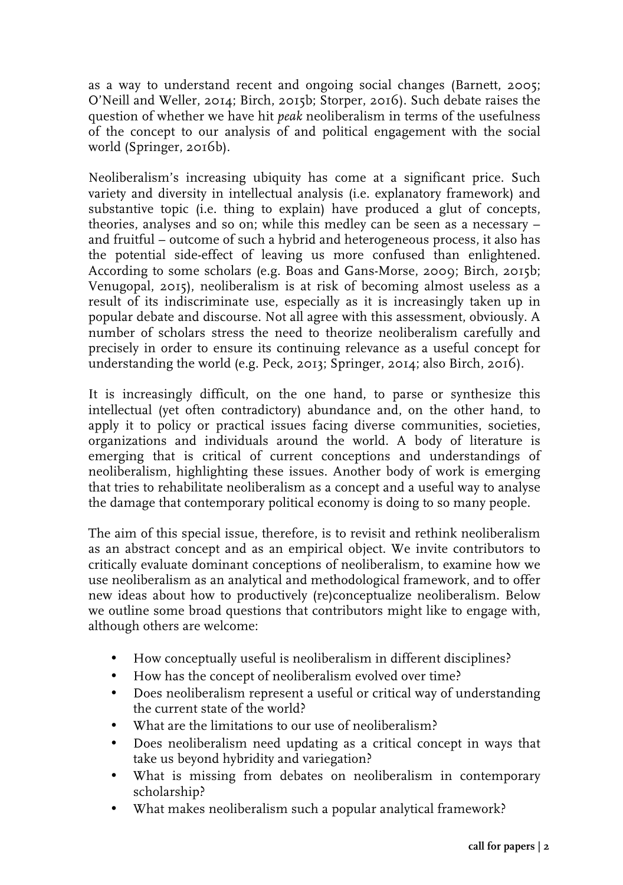as a way to understand recent and ongoing social changes (Barnett, 2005; O'Neill and Weller, 2014; Birch, 2015b; Storper, 2016). Such debate raises the question of whether we have hit *peak* neoliberalism in terms of the usefulness of the concept to our analysis of and political engagement with the social world (Springer, 2016b).

Neoliberalism's increasing ubiquity has come at a significant price. Such variety and diversity in intellectual analysis (i.e. explanatory framework) and substantive topic (i.e. thing to explain) have produced a glut of concepts, theories, analyses and so on; while this medley can be seen as a necessary – and fruitful – outcome of such a hybrid and heterogeneous process, it also has the potential side-effect of leaving us more confused than enlightened. According to some scholars (e.g. Boas and Gans-Morse, 2009; Birch, 2015b; Venugopal, 2015), neoliberalism is at risk of becoming almost useless as a result of its indiscriminate use, especially as it is increasingly taken up in popular debate and discourse. Not all agree with this assessment, obviously. A number of scholars stress the need to theorize neoliberalism carefully and precisely in order to ensure its continuing relevance as a useful concept for understanding the world (e.g. Peck, 2013; Springer, 2014; also Birch, 2016).

It is increasingly difficult, on the one hand, to parse or synthesize this intellectual (yet often contradictory) abundance and, on the other hand, to apply it to policy or practical issues facing diverse communities, societies, organizations and individuals around the world. A body of literature is emerging that is critical of current conceptions and understandings of neoliberalism, highlighting these issues. Another body of work is emerging that tries to rehabilitate neoliberalism as a concept and a useful way to analyse the damage that contemporary political economy is doing to so many people.

The aim of this special issue, therefore, is to revisit and rethink neoliberalism as an abstract concept and as an empirical object. We invite contributors to critically evaluate dominant conceptions of neoliberalism, to examine how we use neoliberalism as an analytical and methodological framework, and to offer new ideas about how to productively (re)conceptualize neoliberalism. Below we outline some broad questions that contributors might like to engage with, although others are welcome:

- How conceptually useful is neoliberalism in different disciplines?
- How has the concept of neoliberalism evolved over time?
- Does neoliberalism represent a useful or critical way of understanding the current state of the world?
- What are the limitations to our use of neoliberalism?
- Does neoliberalism need updating as a critical concept in ways that take us beyond hybridity and variegation?
- What is missing from debates on neoliberalism in contemporary scholarship?
- What makes neoliberalism such a popular analytical framework?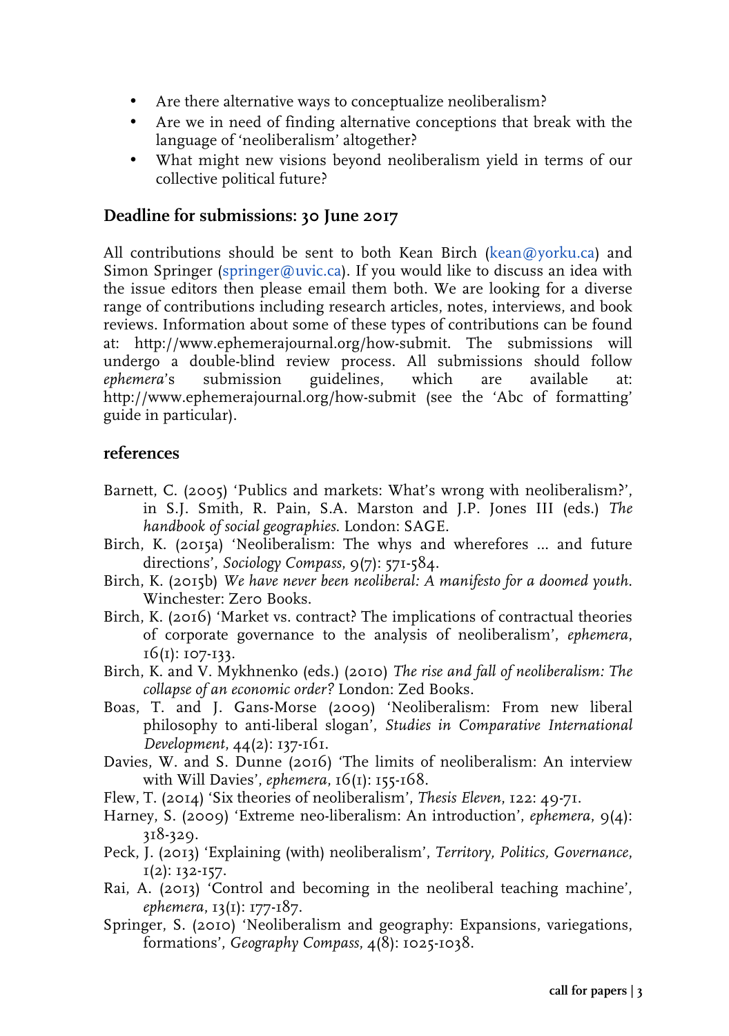- Are there alternative ways to conceptualize neoliberalism?
- Are we in need of finding alternative conceptions that break with the language of 'neoliberalism' altogether?
- What might new visions beyond neoliberalism yield in terms of our collective political future?

## Deadline for submissions: 30 June 2017

All contributions should be sent to both Kean Birch (kean@yorku.ca) and Simon Springer (springer@uvic.ca). If you would like to discuss an idea with the issue editors then please email them both. We are looking for a diverse range of contributions including research articles, notes, interviews, and book reviews. Information about some of these types of contributions can be found at: http://www.ephemerajournal.org/how-submit. The submissions will undergo a double-blind review process. All submissions should follow *ephemera*'s submission guidelines, which are available at: http://www.ephemerajournal.org/how-submit (see the 'Abc of formatting' guide in particular).

## references

Barnett, C. (2005) 'Publics and markets: What's wrong with neoliberalism?', in S.J. Smith, R. Pain, S.A. Marston and J.P. Jones III (eds.) *The handbook of social geographies*. London: SAGE.

Birch, K. (2015a) 'Neoliberalism: The whys and wherefores ... and future directions', *Sociology Compass*, 9(7): 571-584.

Birch, K. (2015b) *We have never been neoliberal: A manifesto for a doomed youth*. Winchester: Zero Books.

Birch, K. (2016) 'Market vs. contract? The implications of contractual theories of corporate governance to the analysis of neoliberalism', *ephemera*, 16(1): 107-133.

Birch, K. and V. Mykhnenko (eds.) (2010) *The rise and fall of neoliberalism: The collapse of an economic order?* London: Zed Books.

Boas, T. and J. Gans-Morse (2009) 'Neoliberalism: From new liberal philosophy to anti-liberal slogan', *Studies in Comparative International Development*, 44(2): 137-161.

Davies, W. and S. Dunne (2016) 'The limits of neoliberalism: An interview with Will Davies', *ephemera*, 16(1): 155-168.

Flew, T. (2014) 'Six theories of neoliberalism', *Thesis Eleven*, 122: 49-71.

Harney, S. (2009) 'Extreme neo-liberalism: An introduction', *ephemera*, 9(4): 318-329.

Peck, J. (2013) 'Explaining (with) neoliberalism', *Territory, Politics, Governance*, 1(2): 132-157.

Rai, A. (2013) 'Control and becoming in the neoliberal teaching machine', *ephemera*, 13(1): 177-187.

Springer, S. (2010) 'Neoliberalism and geography: Expansions, variegations, formations', *Geography Compass*, 4(8): 1025-1038.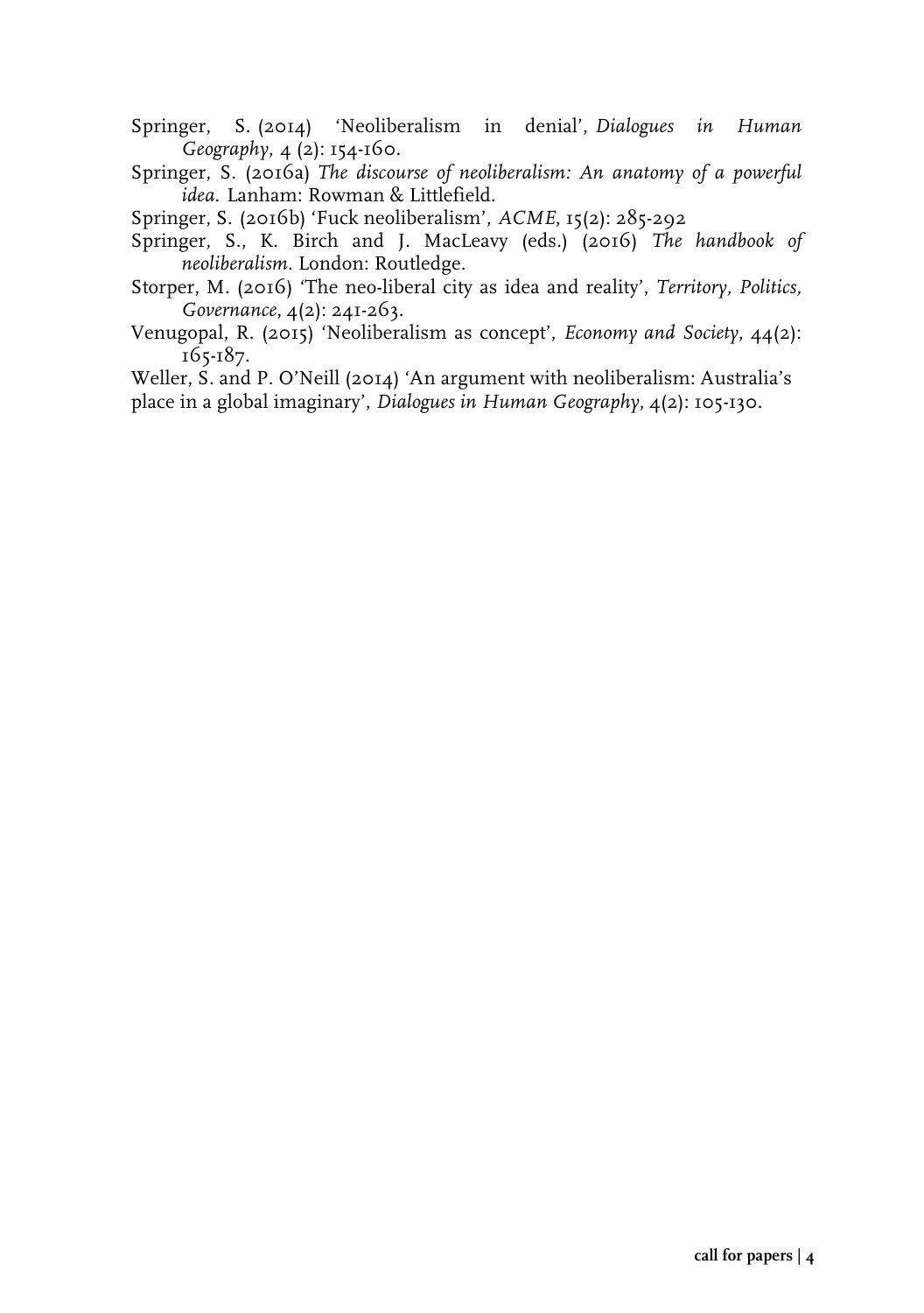Springer, S. (2014) 'Neoliberalism in denial', *Dialogues in Human Geography*, 4 (2): 154-160.

Springer, S. (2016a) *The discourse of neoliberalism: An anatomy of a powerful idea*. Lanham: Rowman & Littlefield.

Springer, S. (2016b) 'Fuck neoliberalism', *ACME*, 15(2): 285-292

Springer, S., K. Birch and J. MacLeavy (eds.) (2016) *The handbook of neoliberalism*. London: Routledge.

Storper, M. (2016) 'The neo-liberal city as idea and reality', *Territory, Politics, Governance*, 4(2): 241-263.

Venugopal, R. (2015) 'Neoliberalism as concept', *Economy and Society*, 44(2): 165-187.

Weller, S. and P. O'Neill (2014) 'An argument with neoliberalism: Australia's place in a global imaginary', *Dialogues in Human Geography*, 4(2): 105-130.